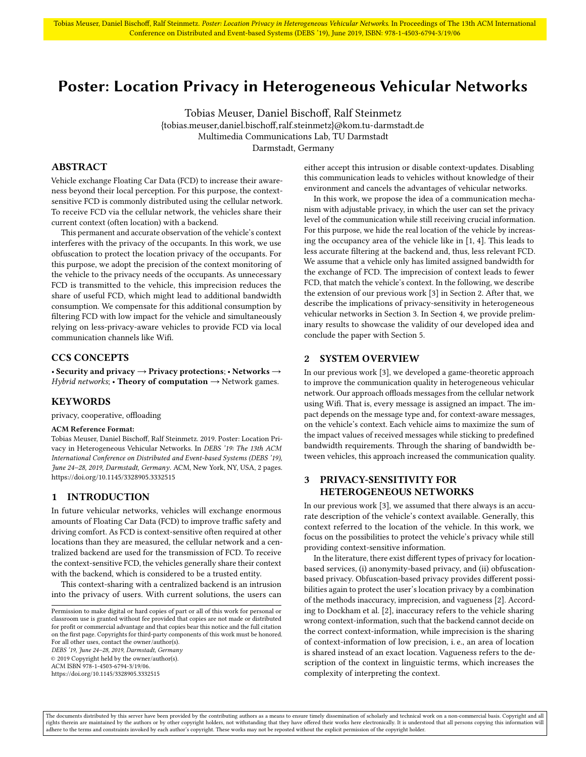# Poster: Location Privacy in Heterogeneous Vehicular Networks

Tobias Meuser, Daniel Bischoff, Ralf Steinmetz
{tobias.meuser,daniel.bischoff,ralf.steinmetz}@kom.tu-darmstadt.de
Multimedia Communications Lab, TU Darmstadt
Darmstadt, Germany

## ABSTRACT

Vehicle exchange Floating Car Data (FCD) to increase their awareness beyond their local perception. For this purpose, the context-sensitive FCD is commonly distributed using the cellular network. To receive FCD via the cellular network, the vehicles share their current context (often location) with a backend.

This permanent and accurate observation of the vehicle's context interferes with the privacy of the occupants. In this work, we use obfuscation to protect the location privacy of the occupants. For this purpose, we adopt the precision of the context monitoring of the vehicle to the privacy needs of the occupants. As unnecessary FCD is transmitted to the vehicle, this imprecision reduces the share of useful FCD, which might lead to additional bandwidth consumption. We compensate for this additional consumption by filtering FCD with low impact for the vehicle and simultaneously relying on less-privacy-aware vehicles to provide FCD via local communication channels like Wifi.

## CCS CONCEPTS

• **Security and privacy** → **Privacy protections**; • **Networks** → *Hybrid networks*; • **Theory of computation** → Network games.

## KEYWORDS

privacy, cooperative, offloading

**ACM Reference Format:**

Tobias Meuser, Daniel Bischoff, Ralf Steinmetz. 2019. Poster: Location Privacy in Heterogeneous Vehicular Networks. In *DEBS '19: The 13th ACM International Conference on Distributed and Event-based Systems (DEBS '19), June 24–28, 2019, Darmstadt, Germany*. ACM, New York, NY, USA, 2 pages. https://doi.org/10.1145/3328905.3332515

## 1 INTRODUCTION

In future vehicular networks, vehicles will exchange enormous amounts of Floating Car Data (FCD) to improve traffic safety and driving comfort. As FCD is context-sensitive often required at other locations than they are measured, the cellular network and a centralized backend are used for the transmission of FCD. To receive the context-sensitive FCD, the vehicles generally share their context with the backend, which is considered to be a trusted entity.

This context-sharing with a centralized backend is an intrusion into the privacy of users. With current solutions, the users can either accept this intrusion or disable context-updates. Disabling this communication leads to vehicles without knowledge of their environment and cancels the advantages of vehicular networks.

In this work, we propose the idea of a communication mechanism with adjustable privacy, in which the user can set the privacy level of the communication while still receiving crucial information. For this purpose, we hide the real location of the vehicle by increasing the occupancy area of the vehicle like in [1, 4]. This leads to less accurate filtering at the backend and, thus, less relevant FCD. We assume that a vehicle only has limited assigned bandwidth for the exchange of FCD. The imprecision of context leads to fewer FCD, that match the vehicle's context. In the following, we describe the extension of our previous work [3] in Section 2. After that, we describe the implications of privacy-sensitivity in heterogeneous vehicular networks in Section 3. In Section 4, we provide preliminary results to showcase the validity of our developed idea and conclude the paper with Section 5.

## 2 SYSTEM OVERVIEW

In our previous work [3], we developed a game-theoretic approach to improve the communication quality in heterogeneous vehicular network. Our approach offloads messages from the cellular network using Wifi. That is, every message is assigned an impact. The impact depends on the message type and, for context-aware messages, on the vehicle's context. Each vehicle aims to maximize the sum of the impact values of received messages while sticking to predefined bandwidth requirements. Through the sharing of bandwidth between vehicles, this approach increased the communication quality.

## 3 PRIVACY-SENSITIVITY FOR HETEROGENEOUS NETWORKS

In our previous work [3], we assumed that there always is an accurate description of the vehicle's context available. Generally, this context referred to the location of the vehicle. In this work, we focus on the possibilities to protect the vehicle's privacy while still providing context-sensitive information.

In the literature, there exist different types of privacy for location-based services, (i) anonymity-based privacy, and (ii) obfuscation-based privacy. Obfuscation-based privacy provides different possibilities again to protect the user's location privacy by a combination of the methods inaccuracy, imprecision, and vagueness [2]. According to Dockham et al. [2], inaccuracy refers to the vehicle sharing wrong context-information, such that the backend cannot decide on the correct context-information, while imprecision is the sharing of context-information of low precision, i. e., an area of location is shared instead of an exact location. Vagueness refers to the description of the context in linguistic terms, which increases the complexity of interpreting the context.

Permission to make digital or hard copies of part or all of this work for personal or classroom use is granted without fee provided that copies are not made or distributed for profit or commercial advantage and that copies bear this notice and the full citation on the first page. Copyrights for third-party components of this work must be honored. For all other uses, contact the owner/author(s).
*DEBS '19, June 24–28, 2019, Darmstadt, Germany*
© 2019 Copyright held by the owner/author(s).
ACM ISBN 978-1-4503-6794-3/19/06.
https://doi.org/10.1145/3328905.3332515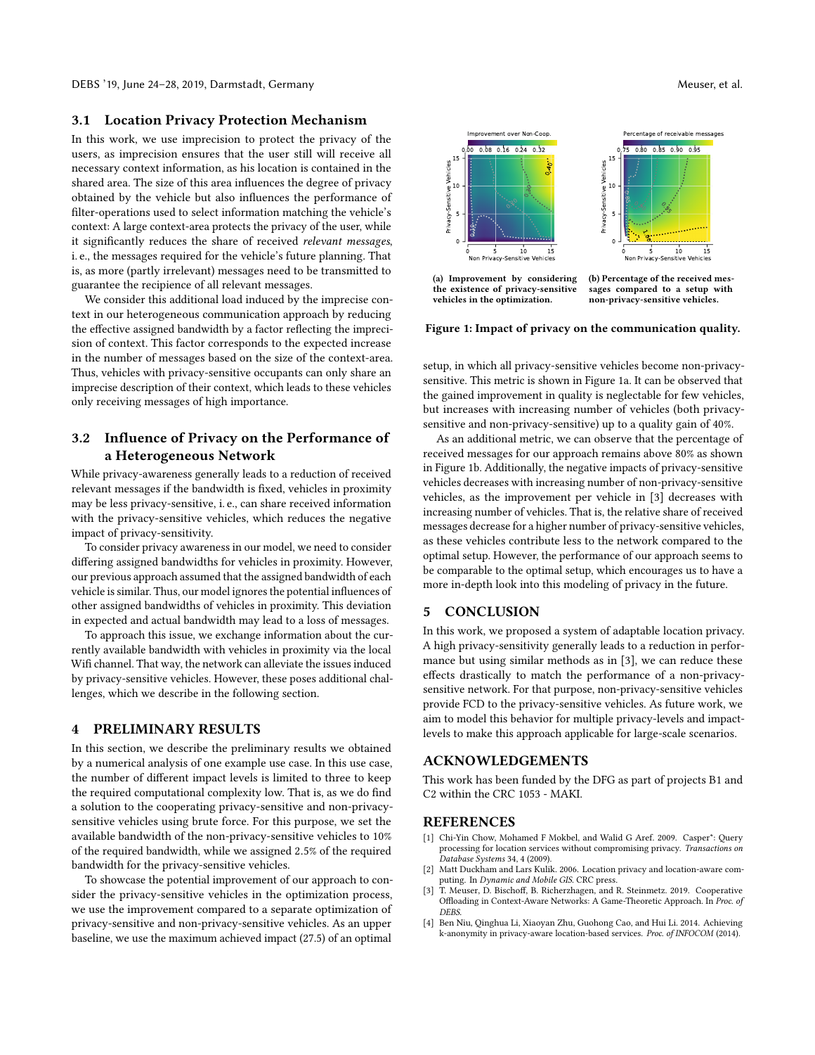### 3.1 Location Privacy Protection Mechanism

In this work, we use imprecision to protect the privacy of the users, as imprecision ensures that the user still will receive all necessary context information, as his location is contained in the shared area. The size of this area influences the degree of privacy obtained by the vehicle but also influences the performance of filter-operations used to select information matching the vehicle's context: A large context-area protects the privacy of the user, while it significantly reduces the share of received *relevant messages*, i. e., the messages required for the vehicle's future planning. That is, as more (partly irrelevant) messages need to be transmitted to guarantee the recipience of all relevant messages.

We consider this additional load induced by the imprecise context in our heterogeneous communication approach by reducing the effective assigned bandwidth by a factor reflecting the imprecision of context. This factor corresponds to the expected increase in the number of messages based on the size of the context-area. Thus, vehicles with privacy-sensitive occupants can only share an imprecise description of their context, which leads to these vehicles only receiving messages of high importance.

### 3.2 Influence of Privacy on the Performance of a Heterogeneous Network

While privacy-awareness generally leads to a reduction of received relevant messages if the bandwidth is fixed, vehicles in proximity may be less privacy-sensitive, i. e., can share received information with the privacy-sensitive vehicles, which reduces the negative impact of privacy-sensitivity.

To consider privacy awareness in our model, we need to consider differing assigned bandwidths for vehicles in proximity. However, our previous approach assumed that the assigned bandwidth of each vehicle is similar. Thus, our model ignores the potential influences of other assigned bandwidths of vehicles in proximity. This deviation in expected and actual bandwidth may lead to a loss of messages.

To approach this issue, we exchange information about the currently available bandwidth with vehicles in proximity via the local Wifi channel. That way, the network can alleviate the issues induced by privacy-sensitive vehicles. However, these poses additional challenges, which we describe in the following section.

## 4 PRELIMINARY RESULTS

In this section, we describe the preliminary results we obtained by a numerical analysis of one example use case. In this use case, the number of different impact levels is limited to three to keep the required computational complexity low. That is, as we do find a solution to the cooperating privacy-sensitive and non-privacy-sensitive vehicles using brute force. For this purpose, we set the available bandwidth of the non-privacy-sensitive vehicles to 10% of the required bandwidth, while we assigned 2.5% of the required bandwidth for the privacy-sensitive vehicles.

To showcase the potential improvement of our approach to consider the privacy-sensitive vehicles in the optimization process, we use the improvement compared to a separate optimization of privacy-sensitive and non-privacy-sensitive vehicles. As an upper baseline, we use the maximum achieved impact (27.5) of an optimal setup, in which all privacy-sensitive vehicles become non-privacy-sensitive. This metric is shown in Figure 1a. It can be observed that the gained improvement in quality is neglectable for few vehicles, but increases with increasing number of vehicles (both privacy-sensitive and non-privacy-sensitive) up to a quality gain of 40%.

Improvement over Non-Coop.

0.00 0.08 0.16 0.24 0.32

Privacy-Sensitive Vehicles

Non Privacy-Sensitive Vehicles

(a) Improvement by considering the existence of privacy-sensitive vehicles in the optimization.

Percentage of receivable messages

0.75 0.80 0.85 0.90 0.95

Privacy-Sensitive Vehicles

Non Privacy-Sensitive Vehicles

(b) Percentage of the received messages compared to a setup with non-privacy-sensitive vehicles.

**Figure 1: Impact of privacy on the communication quality.**

As an additional metric, we can observe that the percentage of received messages for our approach remains above 80% as shown in Figure 1b. Additionally, the negative impacts of privacy-sensitive vehicles decreases with increasing number of non-privacy-sensitive vehicles, as the improvement per vehicle in [3] decreases with increasing number of vehicles. That is, the relative share of received messages decrease for a higher number of privacy-sensitive vehicles, as these vehicles contribute less to the network compared to the optimal setup. However, the performance of our approach seems to be comparable to the optimal setup, which encourages us to have a more in-depth look into this modeling of privacy in the future.

## 5 CONCLUSION

In this work, we proposed a system of adaptable location privacy. A high privacy-sensitivity generally leads to a reduction in performance but using similar methods as in [3], we can reduce these effects drastically to match the performance of a non-privacy-sensitive network. For that purpose, non-privacy-sensitive vehicles provide FCD to the privacy-sensitive vehicles. As future work, we aim to model this behavior for multiple privacy-levels and impact-levels to make this approach applicable for large-scale scenarios.

## ACKNOWLEDGEMENTS

This work has been funded by the DFG as part of projects B1 and C2 within the CRC 1053 - MAKI.

## REFERENCES

[1] Chi-Yin Chow, Mohamed F Mokbel, and Walid G Aref. 2009. Casper*: Query processing for location services without compromising privacy. *Transactions on Database Systems* 34, 4 (2009).

[2] Matt Duckham and Lars Kulik. 2006. Location privacy and location-aware computing. In *Dynamic and Mobile GIS*. CRC press.

[3] T. Meuser, D. Bischoff, B. Richerzhagen, and R. Steinmetz. 2019. Cooperative Offloading in Context-Aware Networks: A Game-Theoretic Approach. In *Proc. of DEBS*.

[4] Ben Niu, Qinghua Li, Xiaoyan Zhu, Guohong Cao, and Hui Li. 2014. Achieving k-anonymity in privacy-aware location-based services. *Proc. of INFOCOM* (2014).